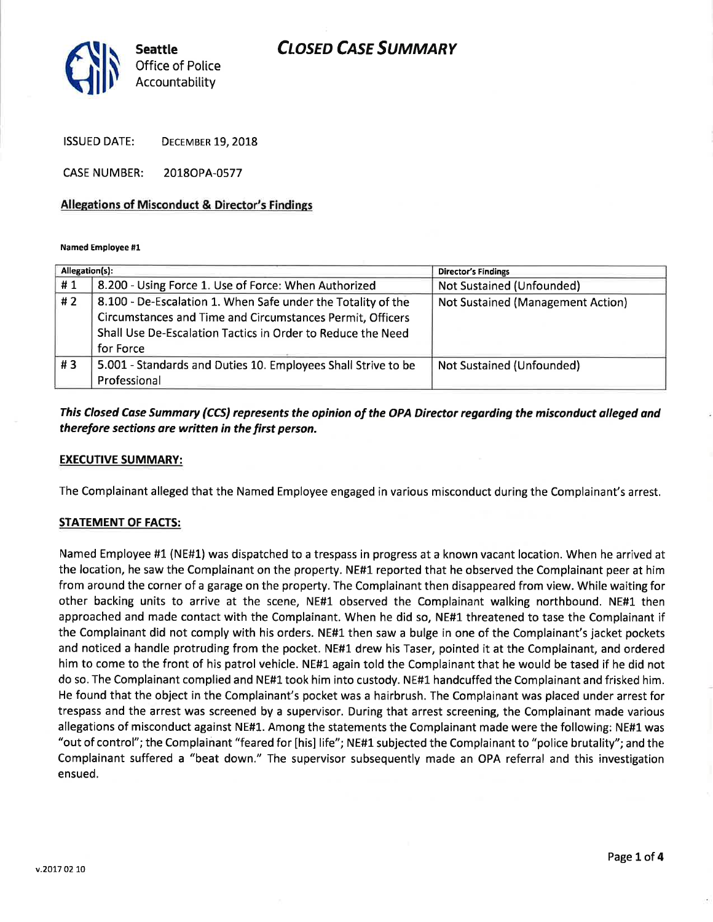Seattle Office of Police Accountability

# CLOSED CASE SUMMARY

ISSUED DATE: DECEMBER 19, 2018

CASE NUMBER: 2018OPA-0577

## Allegations of Misconduct & Director's Findings

**Named Employee #1**

| Allegation(s): | | Director's Findings |
|---|---|---|
| # 1 | 8.200 - Using Force 1. Use of Force: When Authorized | Not Sustained (Unfounded) |
| # 2 | 8.100 - De-Escalation 1. When Safe under the Totality of the Circumstances and Time and Circumstances Permit, Officers Shall Use De-Escalation Tactics in Order to Reduce the Need for Force | Not Sustained (Management Action) |
| # 3 | 5.001 - Standards and Duties 10. Employees Shall Strive to be Professional | Not Sustained (Unfounded) |

***This Closed Case Summary (CCS) represents the opinion of the OPA Director regarding the misconduct alleged and therefore sections are written in the first person.***

**EXECUTIVE SUMMARY:**

The Complainant alleged that the Named Employee engaged in various misconduct during the Complainant's arrest.

**STATEMENT OF FACTS:**

Named Employee #1 (NE#1) was dispatched to a trespass in progress at a known vacant location. When he arrived at the location, he saw the Complainant on the property. NE#1 reported that he observed the Complainant peer at him from around the corner of a garage on the property. The Complainant then disappeared from view. While waiting for other backing units to arrive at the scene, NE#1 observed the Complainant walking northbound. NE#1 then approached and made contact with the Complainant. When he did so, NE#1 threatened to tase the Complainant if the Complainant did not comply with his orders. NE#1 then saw a bulge in one of the Complainant's jacket pockets and noticed a handle protruding from the pocket. NE#1 drew his Taser, pointed it at the Complainant, and ordered him to come to the front of his patrol vehicle. NE#1 again told the Complainant that he would be tased if he did not do so. The Complainant complied and NE#1 took him into custody. NE#1 handcuffed the Complainant and frisked him. He found that the object in the Complainant's pocket was a hairbrush. The Complainant was placed under arrest for trespass and the arrest was screened by a supervisor. During that arrest screening, the Complainant made various allegations of misconduct against NE#1. Among the statements the Complainant made were the following: NE#1 was "out of control"; the Complainant "feared for [his] life"; NE#1 subjected the Complainant to "police brutality"; and the Complainant suffered a "beat down." The supervisor subsequently made an OPA referral and this investigation ensued.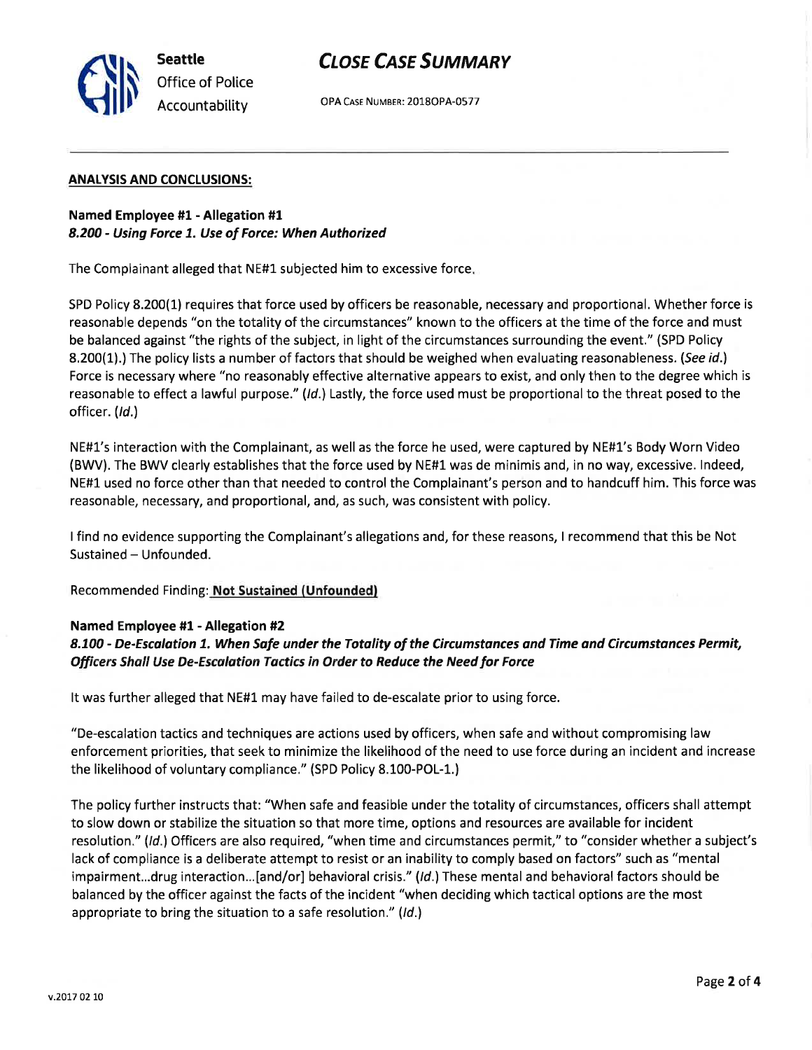## ANALYSIS AND CONCLUSIONS:

**Named Employee #1 - Allegation #1**
***8.200 - Using Force 1. Use of Force: When Authorized***

The Complainant alleged that NE#1 subjected him to excessive force.

SPD Policy 8.200(1) requires that force used by officers be reasonable, necessary and proportional. Whether force is reasonable depends "on the totality of the circumstances" known to the officers at the time of the force and must be balanced against "the rights of the subject, in light of the circumstances surrounding the event." (SPD Policy 8.200(1).) The policy lists a number of factors that should be weighed when evaluating reasonableness. (*See id.*) Force is necessary where "no reasonably effective alternative appears to exist, and only then to the degree which is reasonable to effect a lawful purpose." (*Id.*) Lastly, the force used must be proportional to the threat posed to the officer. (*Id.*)

NE#1's interaction with the Complainant, as well as the force he used, were captured by NE#1's Body Worn Video (BWV). The BWV clearly establishes that the force used by NE#1 was de minimis and, in no way, excessive. Indeed, NE#1 used no force other than that needed to control the Complainant's person and to handcuff him. This force was reasonable, necessary, and proportional, and, as such, was consistent with policy.

I find no evidence supporting the Complainant's allegations and, for these reasons, I recommend that this be Not Sustained – Unfounded.

Recommended Finding: **Not Sustained (Unfounded)**

**Named Employee #1 - Allegation #2**
***8.100 - De-Escalation 1. When Safe under the Totality of the Circumstances and Time and Circumstances Permit, Officers Shall Use De-Escalation Tactics in Order to Reduce the Need for Force***

It was further alleged that NE#1 may have failed to de-escalate prior to using force.

"De-escalation tactics and techniques are actions used by officers, when safe and without compromising law enforcement priorities, that seek to minimize the likelihood of the need to use force during an incident and increase the likelihood of voluntary compliance." (SPD Policy 8.100-POL-1.)

The policy further instructs that: "When safe and feasible under the totality of circumstances, officers shall attempt to slow down or stabilize the situation so that more time, options and resources are available for incident resolution." (*Id.*) Officers are also required, "when time and circumstances permit," to "consider whether a subject's lack of compliance is a deliberate attempt to resist or an inability to comply based on factors" such as "mental impairment…drug interaction…[and/or] behavioral crisis." (*Id.*) These mental and behavioral factors should be balanced by the officer against the facts of the incident "when deciding which tactical options are the most appropriate to bring the situation to a safe resolution." (*Id.*)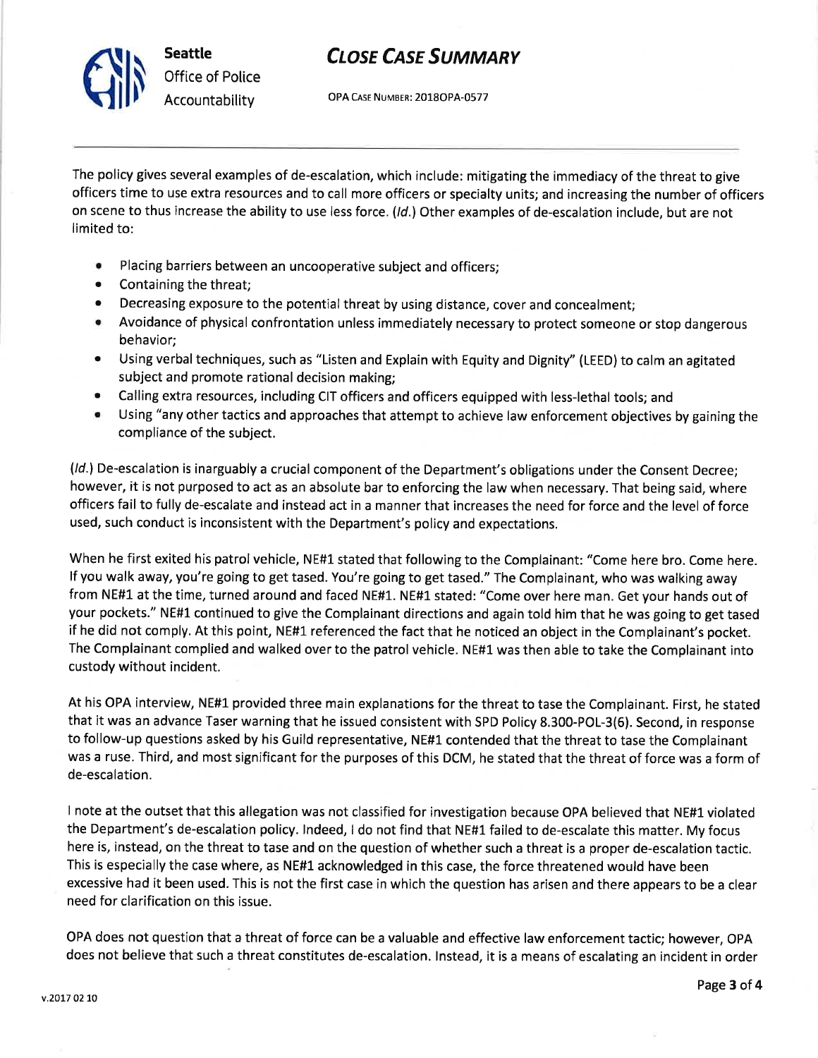The policy gives several examples of de-escalation, which include: mitigating the immediacy of the threat to give officers time to use extra resources and to call more officers or specialty units; and increasing the number of officers on scene to thus increase the ability to use less force. (*Id.*) Other examples of de-escalation include, but are not limited to:

- Placing barriers between an uncooperative subject and officers;
- Containing the threat;
- Decreasing exposure to the potential threat by using distance, cover and concealment;
- Avoidance of physical confrontation unless immediately necessary to protect someone or stop dangerous behavior;
- Using verbal techniques, such as "Listen and Explain with Equity and Dignity" (LEED) to calm an agitated subject and promote rational decision making;
- Calling extra resources, including CIT officers and officers equipped with less-lethal tools; and
- Using "any other tactics and approaches that attempt to achieve law enforcement objectives by gaining the compliance of the subject.

(*Id.*) De-escalation is inarguably a crucial component of the Department's obligations under the Consent Decree; however, it is not purposed to act as an absolute bar to enforcing the law when necessary. That being said, where officers fail to fully de-escalate and instead act in a manner that increases the need for force and the level of force used, such conduct is inconsistent with the Department's policy and expectations.

When he first exited his patrol vehicle, NE#1 stated that following to the Complainant: "Come here bro. Come here. If you walk away, you're going to get tased. You're going to get tased." The Complainant, who was walking away from NE#1 at the time, turned around and faced NE#1. NE#1 stated: "Come over here man. Get your hands out of your pockets." NE#1 continued to give the Complainant directions and again told him that he was going to get tased if he did not comply. At this point, NE#1 referenced the fact that he noticed an object in the Complainant's pocket. The Complainant complied and walked over to the patrol vehicle. NE#1 was then able to take the Complainant into custody without incident.

At his OPA interview, NE#1 provided three main explanations for the threat to tase the Complainant. First, he stated that it was an advance Taser warning that he issued consistent with SPD Policy 8.300-POL-3(6). Second, in response to follow-up questions asked by his Guild representative, NE#1 contended that the threat to tase the Complainant was a ruse. Third, and most significant for the purposes of this DCM, he stated that the threat of force was a form of de-escalation.

I note at the outset that this allegation was not classified for investigation because OPA believed that NE#1 violated the Department's de-escalation policy. Indeed, I do not find that NE#1 failed to de-escalate this matter. My focus here is, instead, on the threat to tase and on the question of whether such a threat is a proper de-escalation tactic. This is especially the case where, as NE#1 acknowledged in this case, the force threatened would have been excessive had it been used. This is not the first case in which the question has arisen and there appears to be a clear need for clarification on this issue.

OPA does not question that a threat of force can be a valuable and effective law enforcement tactic; however, OPA does not believe that such a threat constitutes de-escalation. Instead, it is a means of escalating an incident in order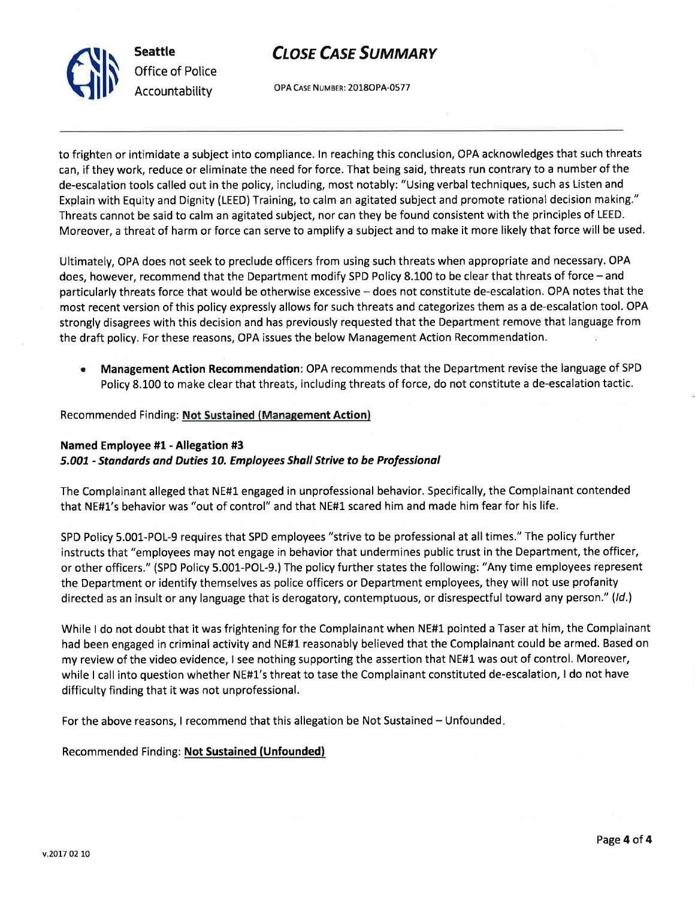to frighten or intimidate a subject into compliance. In reaching this conclusion, OPA acknowledges that such threats can, if they work, reduce or eliminate the need for force. That being said, threats run contrary to a number of the de-escalation tools called out in the policy, including, most notably: "Using verbal techniques, such as Listen and Explain with Equity and Dignity (LEED) Training, to calm an agitated subject and promote rational decision making." Threats cannot be said to calm an agitated subject, nor can they be found consistent with the principles of LEED. Moreover, a threat of harm or force can serve to amplify a subject and to make it more likely that force will be used.

Ultimately, OPA does not seek to preclude officers from using such threats when appropriate and necessary. OPA does, however, recommend that the Department modify SPD Policy 8.100 to be clear that threats of force – and particularly threats force that would be otherwise excessive – does not constitute de-escalation. OPA notes that the most recent version of this policy expressly allows for such threats and categorizes them as a de-escalation tool. OPA strongly disagrees with this decision and has previously requested that the Department remove that language from the draft policy. For these reasons, OPA issues the below Management Action Recommendation.

- **Management Action Recommendation**: OPA recommends that the Department revise the language of SPD Policy 8.100 to make clear that threats, including threats of force, do not constitute a de-escalation tactic.

Recommended Finding: **Not Sustained (Management Action)**

**Named Employee #1 - Allegation #3**
***5.001 - Standards and Duties 10. Employees Shall Strive to be Professional***

The Complainant alleged that NE#1 engaged in unprofessional behavior. Specifically, the Complainant contended that NE#1's behavior was "out of control" and that NE#1 scared him and made him fear for his life.

SPD Policy 5.001-POL-9 requires that SPD employees "strive to be professional at all times." The policy further instructs that "employees may not engage in behavior that undermines public trust in the Department, the officer, or other officers." (SPD Policy 5.001-POL-9.) The policy further states the following: "Any time employees represent the Department or identify themselves as police officers or Department employees, they will not use profanity directed as an insult or any language that is derogatory, contemptuous, or disrespectful toward any person." (*Id.*)

While I do not doubt that it was frightening for the Complainant when NE#1 pointed a Taser at him, the Complainant had been engaged in criminal activity and NE#1 reasonably believed that the Complainant could be armed. Based on my review of the video evidence, I see nothing supporting the assertion that NE#1 was out of control. Moreover, while I call into question whether NE#1's threat to tase the Complainant constituted de-escalation, I do not have difficulty finding that it was not unprofessional.

For the above reasons, I recommend that this allegation be Not Sustained – Unfounded.

Recommended Finding: **Not Sustained (Unfounded)**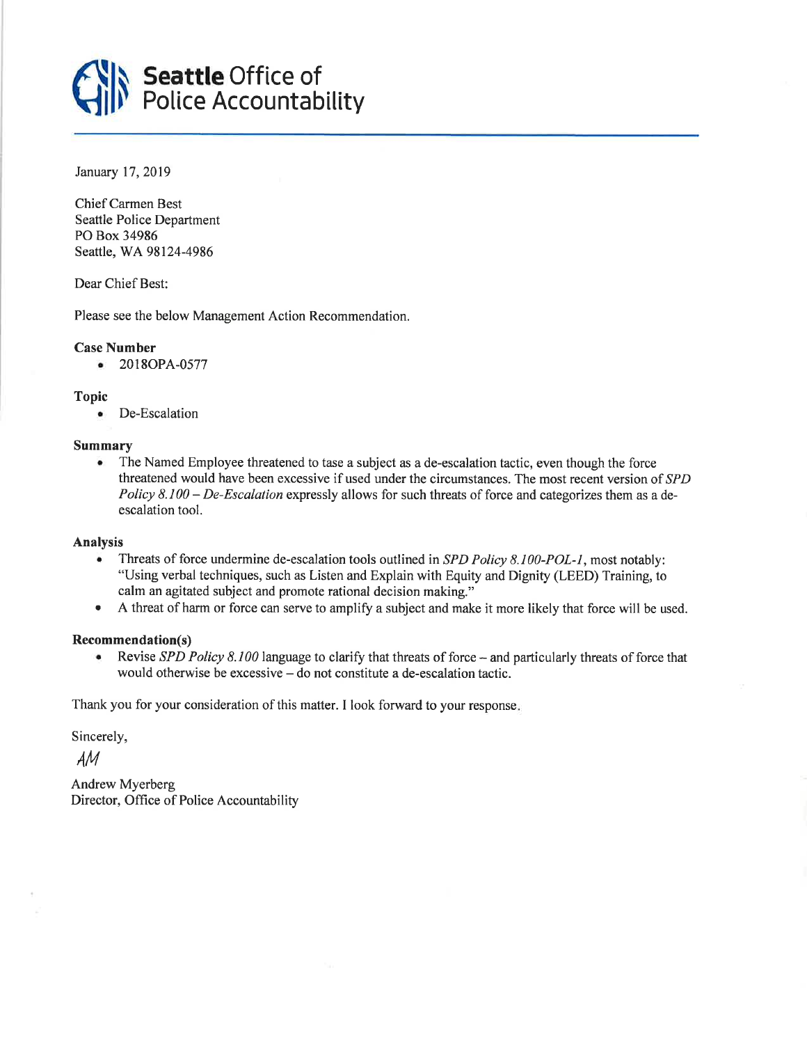# **Seattle** Office of Police Accountability

January 17, 2019

Chief Carmen Best
Seattle Police Department
PO Box 34986
Seattle, WA 98124-4986

Dear Chief Best:

Please see the below Management Action Recommendation.

**Case Number**

- 2018OPA-0577

**Topic**

- De-Escalation

**Summary**

- The Named Employee threatened to tase a subject as a de-escalation tactic, even though the force threatened would have been excessive if used under the circumstances. The most recent version of *SPD Policy 8.100 – De-Escalation* expressly allows for such threats of force and categorizes them as a de-escalation tool.

**Analysis**

- Threats of force undermine de-escalation tools outlined in *SPD Policy 8.100-POL-1*, most notably: "Using verbal techniques, such as Listen and Explain with Equity and Dignity (LEED) Training, to calm an agitated subject and promote rational decision making."
- A threat of harm or force can serve to amplify a subject and make it more likely that force will be used.

**Recommendation(s)**

- Revise *SPD Policy 8.100* language to clarify that threats of force – and particularly threats of force that would otherwise be excessive – do not constitute a de-escalation tactic.

Thank you for your consideration of this matter. I look forward to your response.

Sincerely,

*AM*

Andrew Myerberg
Director, Office of Police Accountability